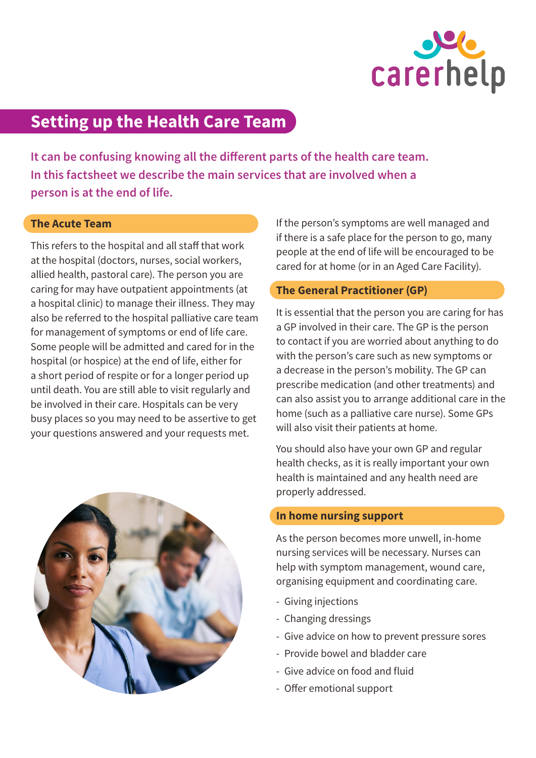carerhelp

# Setting up the Health Care Team

**It can be confusing knowing all the different parts of the health care team. In this factsheet we describe the main services that are involved when a person is at the end of life.**

## The Acute Team

This refers to the hospital and all staff that work at the hospital (doctors, nurses, social workers, allied health, pastoral care). The person you are caring for may have outpatient appointments (at a hospital clinic) to manage their illness. They may also be referred to the hospital palliative care team for management of symptoms or end of life care. Some people will be admitted and cared for in the hospital (or hospice) at the end of life, either for a short period of respite or for a longer period up until death. You are still able to visit regularly and be involved in their care. Hospitals can be very busy places so you may need to be assertive to get your questions answered and your requests met.

If the person's symptoms are well managed and if there is a safe place for the person to go, many people at the end of life will be encouraged to be cared for at home (or in an Aged Care Facility).

## The General Practitioner (GP)

It is essential that the person you are caring for has a GP involved in their care. The GP is the person to contact if you are worried about anything to do with the person's care such as new symptoms or a decrease in the person's mobility. The GP can prescribe medication (and other treatments) and can also assist you to arrange additional care in the home (such as a palliative care nurse). Some GPs will also visit their patients at home.

You should also have your own GP and regular health checks, as it is really important your own health is maintained and any health need are properly addressed.

## In home nursing support

As the person becomes more unwell, in-home nursing services will be necessary. Nurses can help with symptom management, wound care, organising equipment and coordinating care.

- Giving injections
- Changing dressings
- Give advice on how to prevent pressure sores
- Provide bowel and bladder care
- Give advice on food and fluid
- Offer emotional support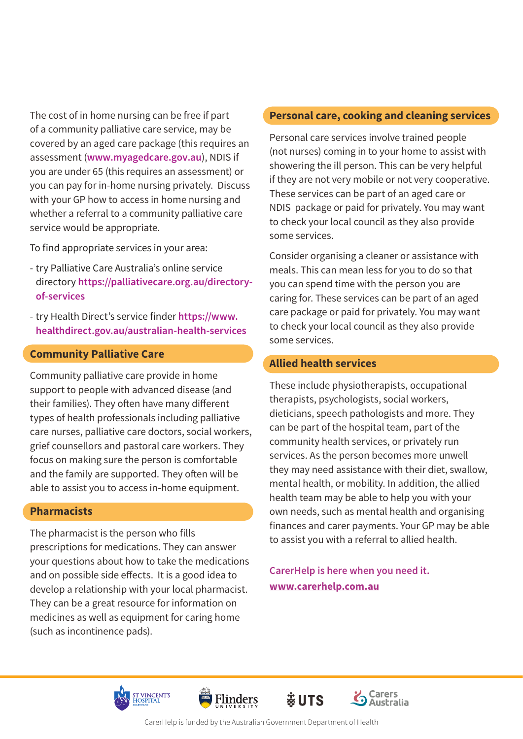The cost of in home nursing can be free if part of a community palliative care service, may be covered by an aged care package (this requires an assessment (**www.myagedcare.gov.au**), NDIS if you are under 65 (this requires an assessment) or you can pay for in-home nursing privately. Discuss with your GP how to access in home nursing and whether a referral to a community palliative care service would be appropriate.

To find appropriate services in your area:

- try Palliative Care Australia's online service directory **https://palliativecare.org.au/directory-of-services**
- try Health Direct's service finder **https://www.healthdirect.gov.au/australian-health-services**

## Community Palliative Care

Community palliative care provide in home support to people with advanced disease (and their families). They often have many different types of health professionals including palliative care nurses, palliative care doctors, social workers, grief counsellors and pastoral care workers. They focus on making sure the person is comfortable and the family are supported. They often will be able to assist you to access in-home equipment.

## Pharmacists

The pharmacist is the person who fills prescriptions for medications. They can answer your questions about how to take the medications and on possible side effects. It is a good idea to develop a relationship with your local pharmacist. They can be a great resource for information on medicines as well as equipment for caring home (such as incontinence pads).

## Personal care, cooking and cleaning services

Personal care services involve trained people (not nurses) coming in to your home to assist with showering the ill person. This can be very helpful if they are not very mobile or not very cooperative. These services can be part of an aged care or NDIS package or paid for privately. You may want to check your local council as they also provide some services.

Consider organising a cleaner or assistance with meals. This can mean less for you to do so that you can spend time with the person you are caring for. These services can be part of an aged care package or paid for privately. You may want to check your local council as they also provide some services.

## Allied health services

These include physiotherapists, occupational therapists, psychologists, social workers, dieticians, speech pathologists and more. They can be part of the hospital team, part of the community health services, or privately run services. As the person becomes more unwell they may need assistance with their diet, swallow, mental health, or mobility. In addition, the allied health team may be able to help you with your own needs, such as mental health and organising finances and carer payments. Your GP may be able to assist you with a referral to allied health.

**CarerHelp is here when you need it.**
**www.carerhelp.com.au**

ST VINCENT'S HOSPITAL MELBOURNE | Flinders UNIVERSITY | UTS | Carers Australia

CarerHelp is funded by the Australian Government Department of Health